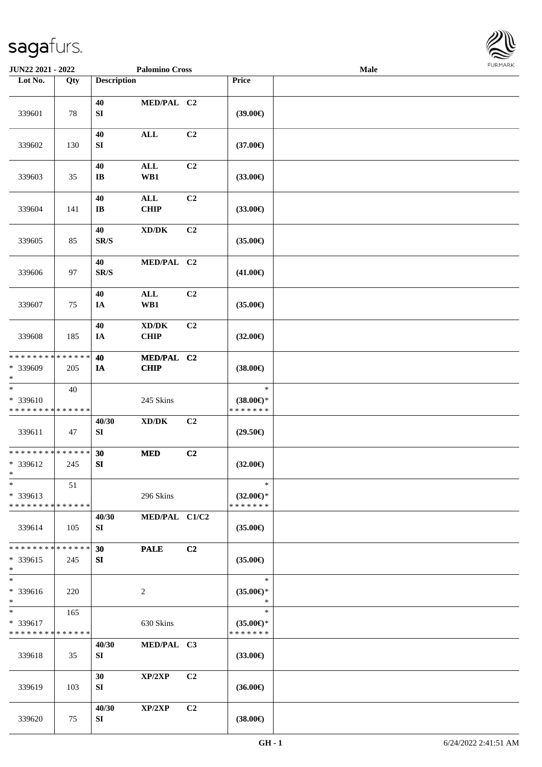JUN22 2021 - 2022 | Palomino Cross | Male

| Lot No. | Qty | Description | | | Price | |
|---|---|---|---|---|---|---|
| 339601 | 78 | 40 SI | MED/PAL | C2 | (39.00€) | |
| 339602 | 130 | 40 SI | ALL | C2 | (37.00€) | |
| 339603 | 35 | 40 IB | ALL WB1 | C2 | (33.00€) | |
| 339604 | 141 | 40 IB | ALL CHIP | C2 | (33.00€) | |
| 339605 | 85 | 40 SR/S | XD/DK | C2 | (35.00€) | |
| 339606 | 97 | 40 SR/S | MED/PAL | C2 | (41.00€) | |
| 339607 | 75 | 40 IA | ALL WB1 | C2 | (35.00€) | |
| 339608 | 185 | 40 IA | XD/DK CHIP | C2 | (32.00€) | |
| * * * * * * * * * * * * * * * 339609 * | 205 | 40 IA | MED/PAL CHIP | C2 | (38.00€) | |
| * * 339610 * * * * * * * * * * * * * * | 40 | | 245 Skins | | * (38.00€)* * * * * * * * | |
| 339611 | 47 | 40/30 SI | XD/DK | C2 | (29.50€) | |
| * * * * * * * * * * * * * * * 339612 * | 245 | 30 SI | MED | C2 | (32.00€) | |
| * * 339613 * * * * * * * * * * * * * * | 51 | | 296 Skins | | * (32.00€)* * * * * * * * | |
| 339614 | 105 | 40/30 SI | MED/PAL | C1/C2 | (35.00€) | |
| * * * * * * * * * * * * * * * 339615 * | 245 | 30 SI | PALE | C2 | (35.00€) | |
| * * 339616 * | 220 | | 2 | | * (35.00€)* * | |
| * * 339617 * * * * * * * * * * * * * * | 165 | | 630 Skins | | * (35.00€)* * * * * * * * | |
| 339618 | 35 | 40/30 SI | MED/PAL | C3 | (33.00€) | |
| 339619 | 103 | 30 SI | XP/2XP | C2 | (36.00€) | |
| 339620 | 75 | 40/30 SI | XP/2XP | C2 | (38.00€) | |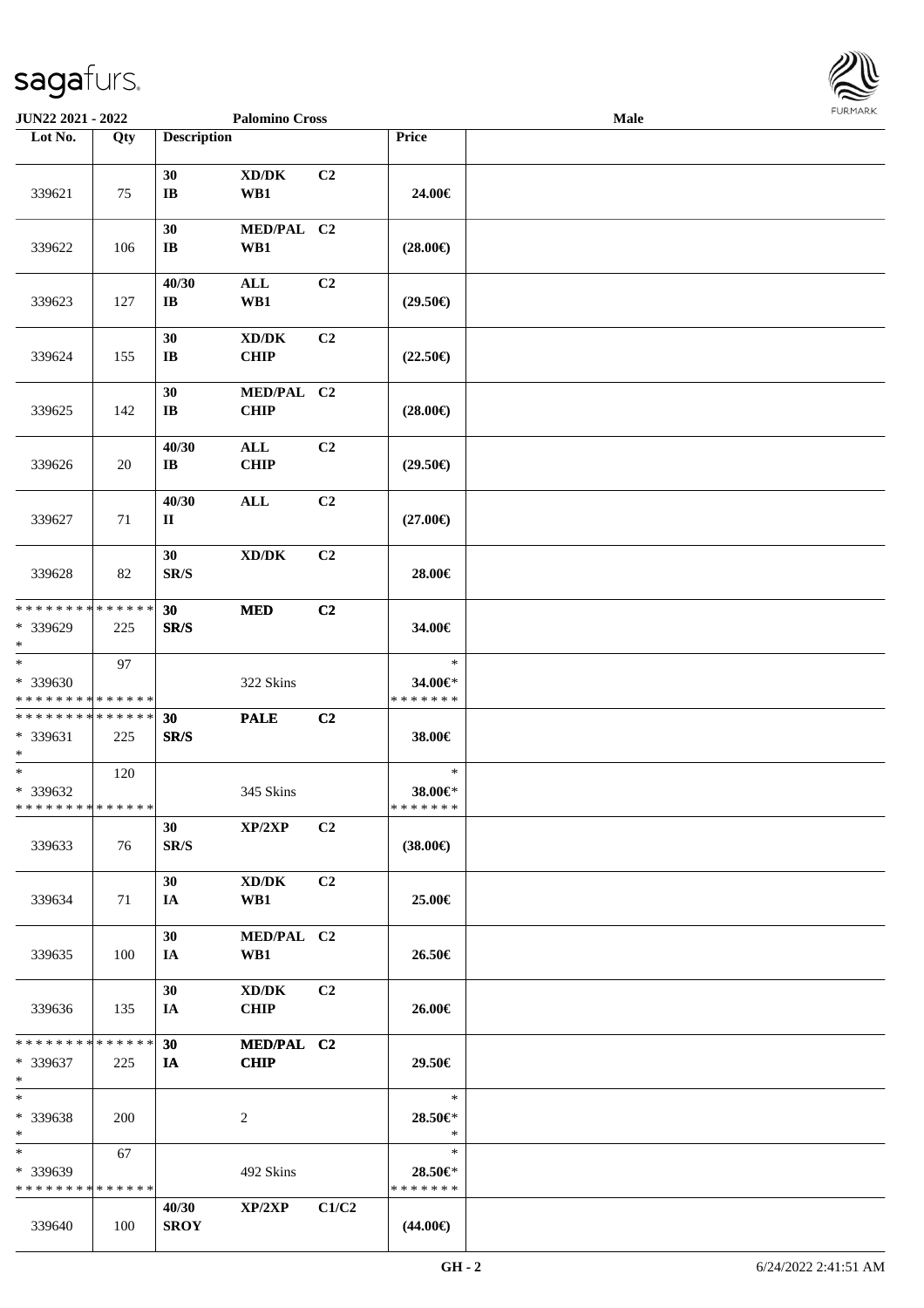JUN22 2021 - 2022 | Palomino Cross | Male

| Lot No. | Qty | Description | | | Price | |
|---|---|---|---|---|---|---|
| 339621 | 75 | 30<br>IB | XD/DK<br>WB1 | C2 | 24.00€ | |
| 339622 | 106 | 30<br>IB | MED/PAL<br>WB1 | C2 | (28.00€) | |
| 339623 | 127 | 40/30<br>IB | ALL<br>WB1 | C2 | (29.50€) | |
| 339624 | 155 | 30<br>IB | XD/DK<br>CHIP | C2 | (22.50€) | |
| 339625 | 142 | 30<br>IB | MED/PAL<br>CHIP | C2 | (28.00€) | |
| 339626 | 20 | 40/30<br>IB | ALL<br>CHIP | C2 | (29.50€) | |
| 339627 | 71 | 40/30<br>II | ALL | C2 | (27.00€) | |
| 339628 | 82 | 30<br>SR/S | XD/DK | C2 | 28.00€ | |
| * * * * * * * * * * * * * *<br>* 339629<br>* | 225 | 30<br>SR/S | MED | C2 | 34.00€ | |
| *<br>* 339630<br>* * * * * * * * * * * * * * | 97 | | 322 Skins | | *<br>34.00€*<br>* * * * * * * | |
| * * * * * * * * * * * * * *<br>* 339631<br>* | 225 | 30<br>SR/S | PALE | C2 | 38.00€ | |
| *<br>* 339632<br>* * * * * * * * * * * * * * | 120 | | 345 Skins | | *<br>38.00€*<br>* * * * * * * | |
| 339633 | 76 | 30<br>SR/S | XP/2XP | C2 | (38.00€) | |
| 339634 | 71 | 30<br>IA | XD/DK<br>WB1 | C2 | 25.00€ | |
| 339635 | 100 | 30<br>IA | MED/PAL<br>WB1 | C2 | 26.50€ | |
| 339636 | 135 | 30<br>IA | XD/DK<br>CHIP | C2 | 26.00€ | |
| * * * * * * * * * * * * * *<br>* 339637<br>* | 225 | 30<br>IA | MED/PAL<br>CHIP | C2 | 29.50€ | |
| *<br>* 339638<br>* | 200 | | 2 | | *<br>28.50€*<br>* | |
| *<br>* 339639<br>* * * * * * * * * * * * * * | 67 | | 492 Skins | | *<br>28.50€*<br>* * * * * * * | |
| 339640 | 100 | 40/30<br>SROY | XP/2XP | C1/C2 | (44.00€) | |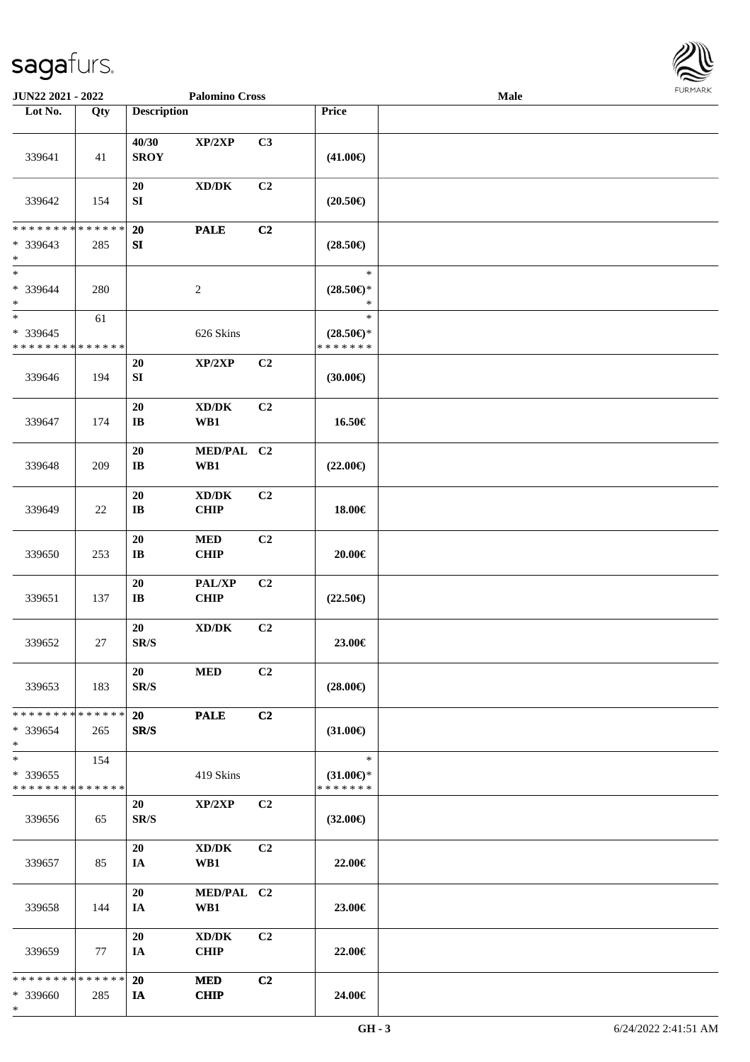| Lot No. | Qty | Description | | | Price | |
|---|---|---|---|---|---|---|
| 339641 | 41 | 40/30 SROY | XP/2XP | C3 | (41.00€) | |
| 339642 | 154 | 20 SI | XD/DK | C2 | (20.50€) | |
| * * * * * * * * * * * * * * * 339643 * | 285 | 20 SI | PALE | C2 | (28.50€) | |
| * * 339644 * | 280 | | 2 | | * (28.50€)* * | |
| * * 339645 * * * * * * * * * * * * * * | 61 | | 626 Skins | | * (28.50€)* * * * * * * * | |
| 339646 | 194 | 20 SI | XP/2XP | C2 | (30.00€) | |
| 339647 | 174 | 20 IB | XD/DK WB1 | C2 | 16.50€ | |
| 339648 | 209 | 20 IB | MED/PAL WB1 | C2 | (22.00€) | |
| 339649 | 22 | 20 IB | XD/DK CHIP | C2 | 18.00€ | |
| 339650 | 253 | 20 IB | MED CHIP | C2 | 20.00€ | |
| 339651 | 137 | 20 IB | PAL/XP CHIP | C2 | (22.50€) | |
| 339652 | 27 | 20 SR/S | XD/DK | C2 | 23.00€ | |
| 339653 | 183 | 20 SR/S | MED | C2 | (28.00€) | |
| * * * * * * * * * * * * * * * 339654 * | 265 | 20 SR/S | PALE | C2 | (31.00€) | |
| * * 339655 * * * * * * * * * * * * * * | 154 | | 419 Skins | | * (31.00€)* * * * * * * * | |
| 339656 | 65 | 20 SR/S | XP/2XP | C2 | (32.00€) | |
| 339657 | 85 | 20 IA | XD/DK WB1 | C2 | 22.00€ | |
| 339658 | 144 | 20 IA | MED/PAL WB1 | C2 | 23.00€ | |
| 339659 | 77 | 20 IA | XD/DK CHIP | C2 | 22.00€ | |
| * * * * * * * * * * * * * * * 339660 * | 285 | 20 IA | MED CHIP | C2 | 24.00€ | |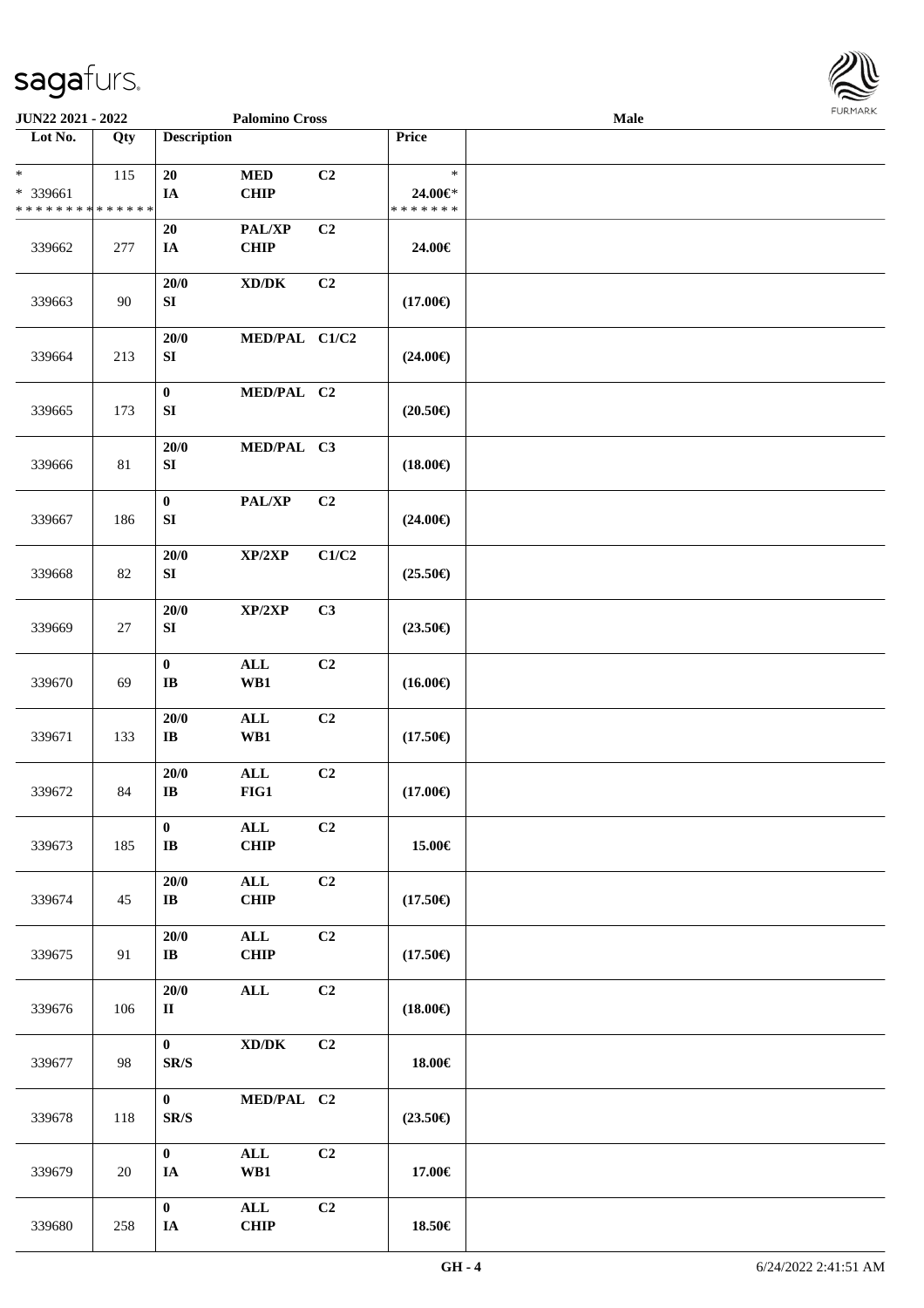JUN22 2021 - 2022 | Palomino Cross | Male

| Lot No. | Qty | Description | | | Price |
|---|---|---|---|---|---|
| * <br> * 339661 <br> * * * * * * * * * * * * * * | 115 | 20 <br> IA | MED <br> CHIP | C2 | * <br> 24.00€* <br> * * * * * * * |
| 339662 | 277 | 20 <br> IA | PAL/XP <br> CHIP | C2 | 24.00€ |
| 339663 | 90 | 20/0 <br> SI | XD/DK | C2 | (17.00€) |
| 339664 | 213 | 20/0 <br> SI | MED/PAL | C1/C2 | (24.00€) |
| 339665 | 173 | 0 <br> SI | MED/PAL | C2 | (20.50€) |
| 339666 | 81 | 20/0 <br> SI | MED/PAL | C3 | (18.00€) |
| 339667 | 186 | 0 <br> SI | PAL/XP | C2 | (24.00€) |
| 339668 | 82 | 20/0 <br> SI | XP/2XP | C1/C2 | (25.50€) |
| 339669 | 27 | 20/0 <br> SI | XP/2XP | C3 | (23.50€) |
| 339670 | 69 | 0 <br> IB | ALL <br> WB1 | C2 | (16.00€) |
| 339671 | 133 | 20/0 <br> IB | ALL <br> WB1 | C2 | (17.50€) |
| 339672 | 84 | 20/0 <br> IB | ALL <br> FIG1 | C2 | (17.00€) |
| 339673 | 185 | 0 <br> IB | ALL <br> CHIP | C2 | 15.00€ |
| 339674 | 45 | 20/0 <br> IB | ALL <br> CHIP | C2 | (17.50€) |
| 339675 | 91 | 20/0 <br> IB | ALL <br> CHIP | C2 | (17.50€) |
| 339676 | 106 | 20/0 <br> II | ALL | C2 | (18.00€) |
| 339677 | 98 | 0 <br> SR/S | XD/DK | C2 | 18.00€ |
| 339678 | 118 | 0 <br> SR/S | MED/PAL | C2 | (23.50€) |
| 339679 | 20 | 0 <br> IA | ALL <br> WB1 | C2 | 17.00€ |
| 339680 | 258 | 0 <br> IA | ALL <br> CHIP | C2 | 18.50€ |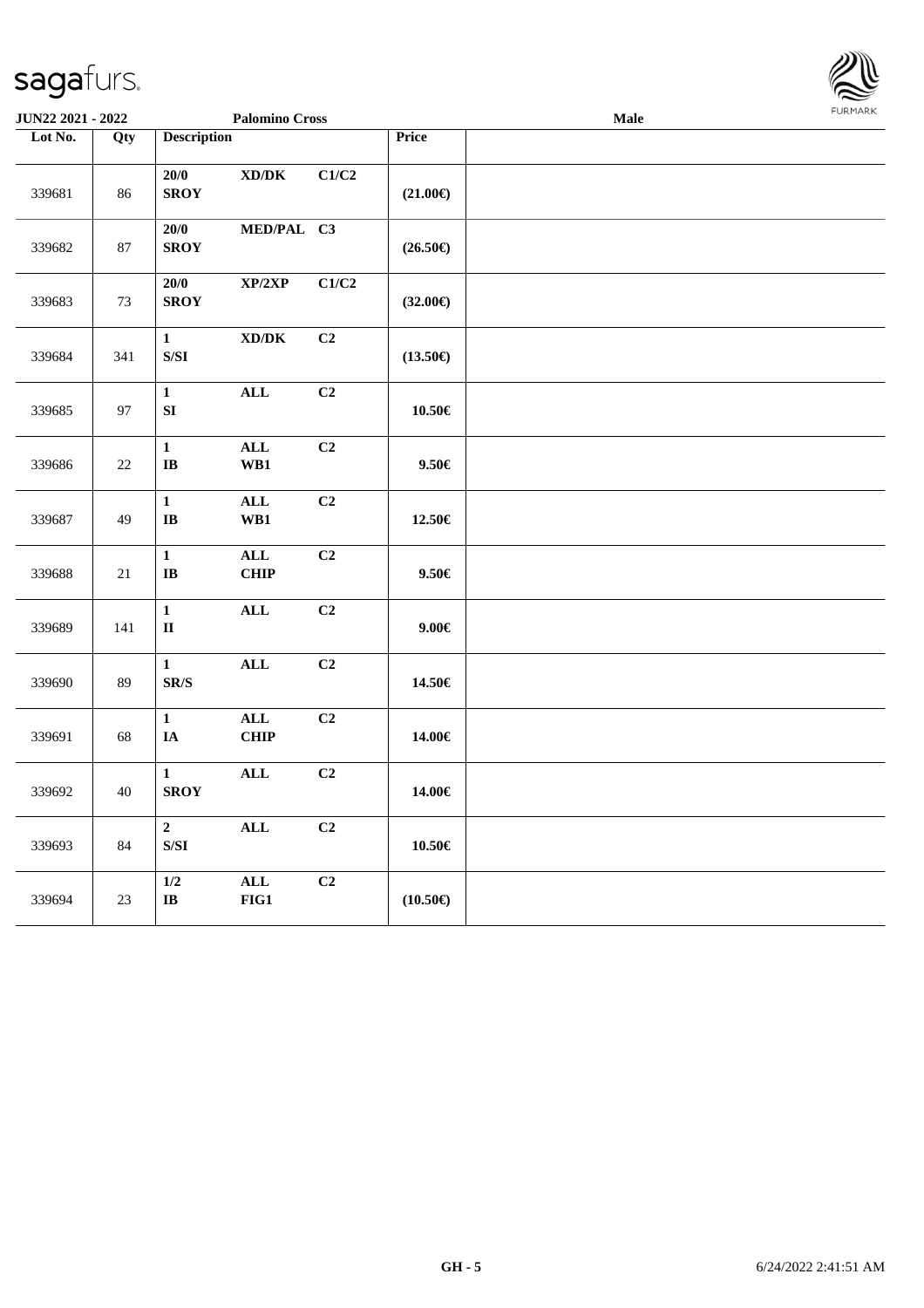JUN22 2021 - 2022 | Palomino Cross | Male

| Lot No. | Qty | Description | | | Price | |
|---|---|---|---|---|---|---|
| 339681 | 86 | 20/0 SROY | XD/DK | C1/C2 | (21.00€) | |
| 339682 | 87 | 20/0 SROY | MED/PAL | C3 | (26.50€) | |
| 339683 | 73 | 20/0 SROY | XP/2XP | C1/C2 | (32.00€) | |
| 339684 | 341 | 1 S/SI | XD/DK | C2 | (13.50€) | |
| 339685 | 97 | 1 SI | ALL | C2 | 10.50€ | |
| 339686 | 22 | 1 IB | ALL WB1 | C2 | 9.50€ | |
| 339687 | 49 | 1 IB | ALL WB1 | C2 | 12.50€ | |
| 339688 | 21 | 1 IB | ALL CHIP | C2 | 9.50€ | |
| 339689 | 141 | 1 II | ALL | C2 | 9.00€ | |
| 339690 | 89 | 1 SR/S | ALL | C2 | 14.50€ | |
| 339691 | 68 | 1 IA | ALL CHIP | C2 | 14.00€ | |
| 339692 | 40 | 1 SROY | ALL | C2 | 14.00€ | |
| 339693 | 84 | 2 S/SI | ALL | C2 | 10.50€ | |
| 339694 | 23 | 1/2 IB | ALL FIG1 | C2 | (10.50€) | |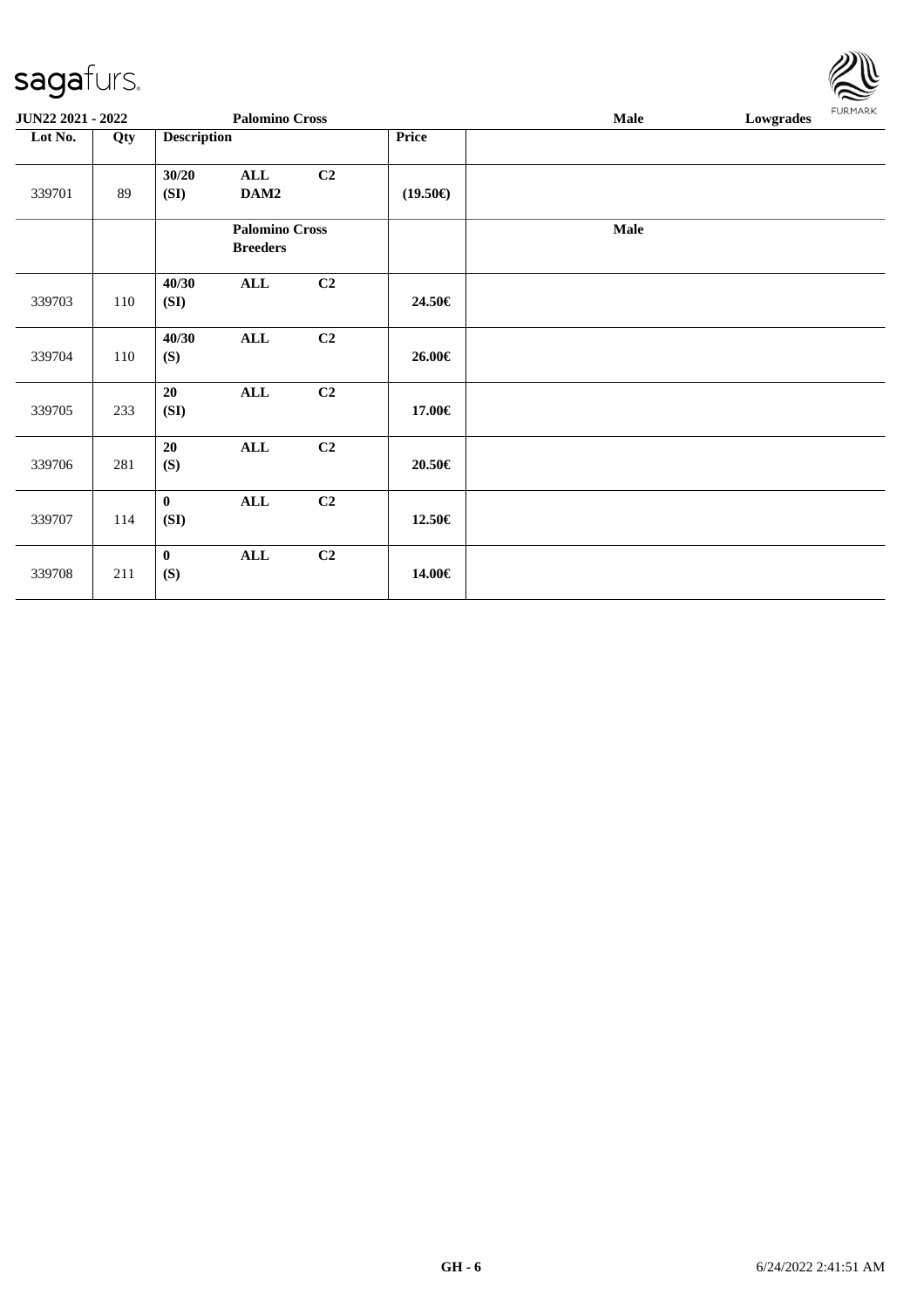**JUN22 2021 - 2022** | **Palomino Cross** | **Male** | **Lowgrades**

| Lot No. | Qty | Description | | | Price | |
|---|---|---|---|---|---|---|
| 339701 | 89 | 30/20 (SI) | ALL DAM2 | C2 | (19.50€) | |
| | | | Palomino Cross Breeders | | | Male |
| 339703 | 110 | 40/30 (SI) | ALL | C2 | 24.50€ | |
| 339704 | 110 | 40/30 (S) | ALL | C2 | 26.00€ | |
| 339705 | 233 | 20 (SI) | ALL | C2 | 17.00€ | |
| 339706 | 281 | 20 (S) | ALL | C2 | 20.50€ | |
| 339707 | 114 | 0 (SI) | ALL | C2 | 12.50€ | |
| 339708 | 211 | 0 (S) | ALL | C2 | 14.00€ | |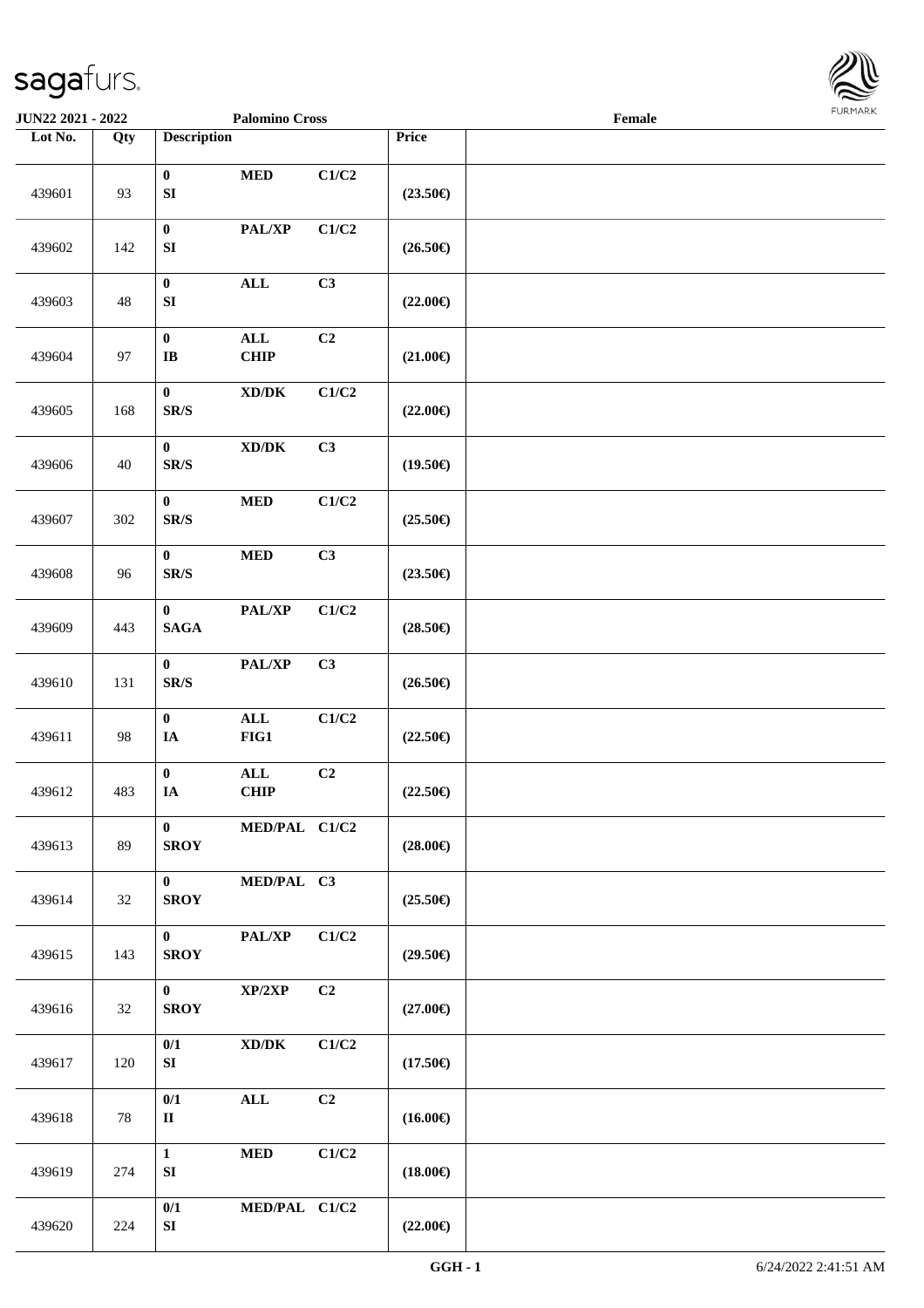**JUN22 2021 - 2022** **Palomino Cross** **Female**

| Lot No. | Qty | Description | | | Price | |
|---|---|---|---|---|---|---|
| 439601 | 93 | 0<br>SI | MED | C1/C2 | (23.50€) | |
| 439602 | 142 | 0<br>SI | PAL/XP | C1/C2 | (26.50€) | |
| 439603 | 48 | 0<br>SI | ALL | C3 | (22.00€) | |
| 439604 | 97 | 0<br>IB | ALL<br>CHIP | C2 | (21.00€) | |
| 439605 | 168 | 0<br>SR/S | XD/DK | C1/C2 | (22.00€) | |
| 439606 | 40 | 0<br>SR/S | XD/DK | C3 | (19.50€) | |
| 439607 | 302 | 0<br>SR/S | MED | C1/C2 | (25.50€) | |
| 439608 | 96 | 0<br>SR/S | MED | C3 | (23.50€) | |
| 439609 | 443 | 0<br>SAGA | PAL/XP | C1/C2 | (28.50€) | |
| 439610 | 131 | 0<br>SR/S | PAL/XP | C3 | (26.50€) | |
| 439611 | 98 | 0<br>IA | ALL<br>FIG1 | C1/C2 | (22.50€) | |
| 439612 | 483 | 0<br>IA | ALL<br>CHIP | C2 | (22.50€) | |
| 439613 | 89 | 0<br>SROY | MED/PAL | C1/C2 | (28.00€) | |
| 439614 | 32 | 0<br>SROY | MED/PAL | C3 | (25.50€) | |
| 439615 | 143 | 0<br>SROY | PAL/XP | C1/C2 | (29.50€) | |
| 439616 | 32 | 0<br>SROY | XP/2XP | C2 | (27.00€) | |
| 439617 | 120 | 0/1<br>SI | XD/DK | C1/C2 | (17.50€) | |
| 439618 | 78 | 0/1<br>II | ALL | C2 | (16.00€) | |
| 439619 | 274 | 1<br>SI | MED | C1/C2 | (18.00€) | |
| 439620 | 224 | 0/1<br>SI | MED/PAL | C1/C2 | (22.00€) | |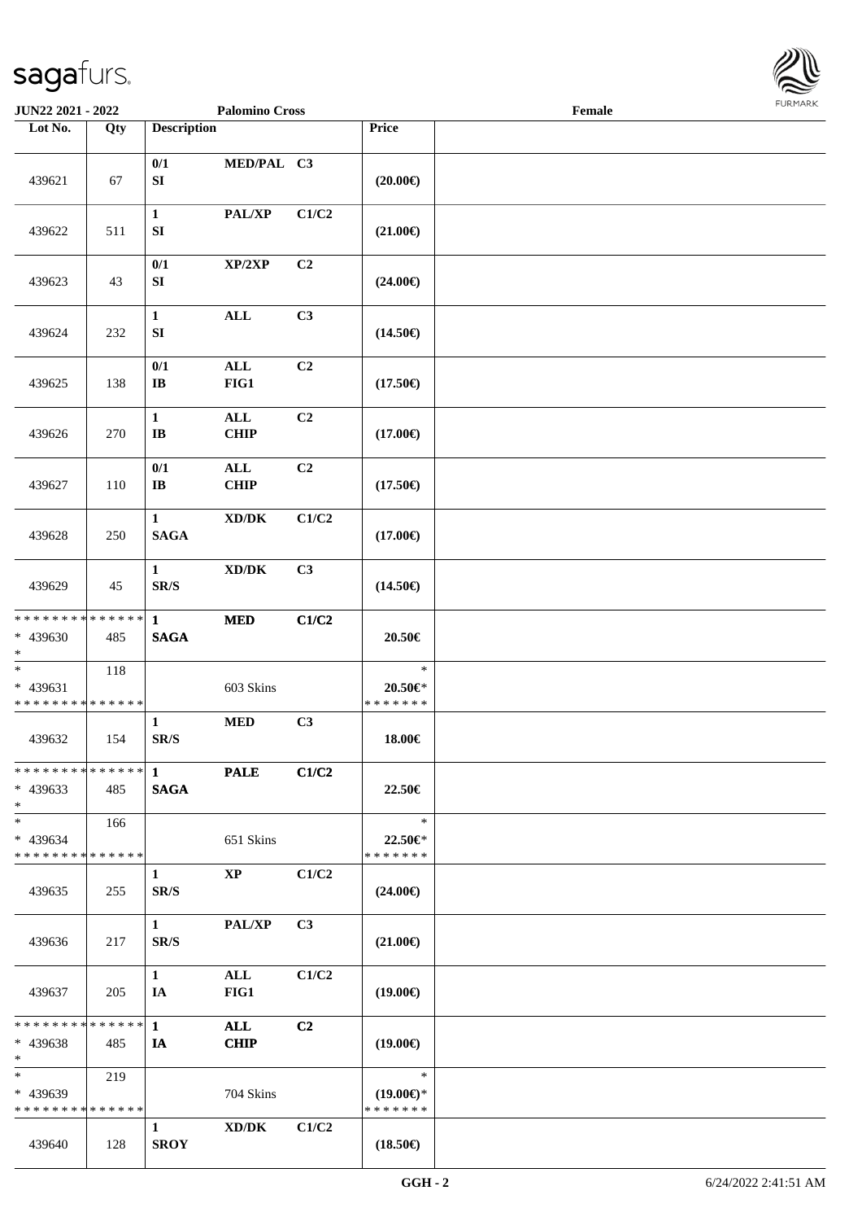| Lot No. | Qty | Description | | | Price | |
|---|---|---|---|---|---|---|
| 439621 | 67 | 0/1<br>SI | MED/PAL | C3 | (20.00€) | |
| 439622 | 511 | 1<br>SI | PAL/XP | C1/C2 | (21.00€) | |
| 439623 | 43 | 0/1<br>SI | XP/2XP | C2 | (24.00€) | |
| 439624 | 232 | 1<br>SI | ALL | C3 | (14.50€) | |
| 439625 | 138 | 0/1<br>IB | ALL<br>FIG1 | C2 | (17.50€) | |
| 439626 | 270 | 1<br>IB | ALL<br>CHIP | C2 | (17.00€) | |
| 439627 | 110 | 0/1<br>IB | ALL<br>CHIP | C2 | (17.50€) | |
| 439628 | 250 | 1<br>SAGA | XD/DK | C1/C2 | (17.00€) | |
| 439629 | 45 | 1<br>SR/S | XD/DK | C3 | (14.50€) | |
| * * * * * * * * * * * * * *<br>* 439630<br>* | 485 | 1<br>SAGA | MED | C1/C2 | 20.50€ | |
| *<br>* 439631<br>* * * * * * * * * * * * * * | 118 | | 603 Skins | | *<br>20.50€*<br>* * * * * * * | |
| 439632 | 154 | 1<br>SR/S | MED | C3 | 18.00€ | |
| * * * * * * * * * * * * * *<br>* 439633<br>* | 485 | 1<br>SAGA | PALE | C1/C2 | 22.50€ | |
| *<br>* 439634<br>* * * * * * * * * * * * * * | 166 | | 651 Skins | | *<br>22.50€*<br>* * * * * * * | |
| 439635 | 255 | 1<br>SR/S | XP | C1/C2 | (24.00€) | |
| 439636 | 217 | 1<br>SR/S | PAL/XP | C3 | (21.00€) | |
| 439637 | 205 | 1<br>IA | ALL<br>FIG1 | C1/C2 | (19.00€) | |
| * * * * * * * * * * * * * *<br>* 439638<br>* | 485 | 1<br>IA | ALL<br>CHIP | C2 | (19.00€) | |
| *<br>* 439639<br>* * * * * * * * * * * * * * | 219 | | 704 Skins | | *<br>(19.00€)*<br>* * * * * * * | |
| 439640 | 128 | 1<br>SROY | XD/DK | C1/C2 | (18.50€) | |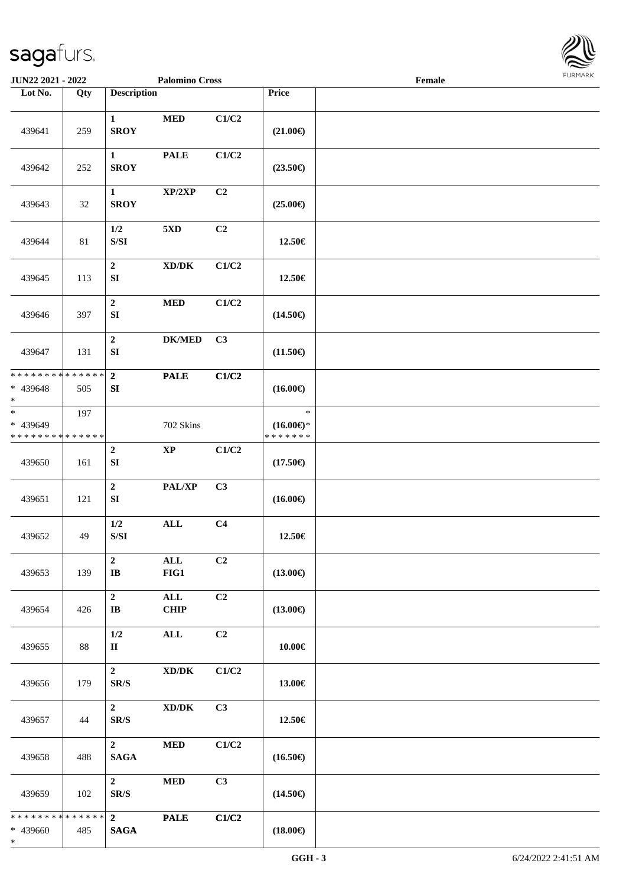| Lot No. | Qty | Description | | | Price | |
|---|---|---|---|---|---|---|
| 439641 | 259 | 1 SROY | MED | C1/C2 | (21.00€) | |
| 439642 | 252 | 1 SROY | PALE | C1/C2 | (23.50€) | |
| 439643 | 32 | 1 SROY | XP/2XP | C2 | (25.00€) | |
| 439644 | 81 | 1/2 S/SI | 5XD | C2 | 12.50€ | |
| 439645 | 113 | 2 SI | XD/DK | C1/C2 | 12.50€ | |
| 439646 | 397 | 2 SI | MED | C1/C2 | (14.50€) | |
| 439647 | 131 | 2 SI | DK/MED | C3 | (11.50€) | |
| * * * * * * * * * * * * * * * 439648 * | 505 | 2 SI | PALE | C1/C2 | (16.00€) | |
| * * 439649 * * * * * * * * * * * * * * | 197 | | 702 Skins | | * (16.00€)* * * * * * * * | |
| 439650 | 161 | 2 SI | XP | C1/C2 | (17.50€) | |
| 439651 | 121 | 2 SI | PAL/XP | C3 | (16.00€) | |
| 439652 | 49 | 1/2 S/SI | ALL | C4 | 12.50€ | |
| 439653 | 139 | 2 IB | ALL FIG1 | C2 | (13.00€) | |
| 439654 | 426 | 2 IB | ALL CHIP | C2 | (13.00€) | |
| 439655 | 88 | 1/2 II | ALL | C2 | 10.00€ | |
| 439656 | 179 | 2 SR/S | XD/DK | C1/C2 | 13.00€ | |
| 439657 | 44 | 2 SR/S | XD/DK | C3 | 12.50€ | |
| 439658 | 488 | 2 SAGA | MED | C1/C2 | (16.50€) | |
| 439659 | 102 | 2 SR/S | MED | C3 | (14.50€) | |
| * * * * * * * * * * * * * * * 439660 * | 485 | 2 SAGA | PALE | C1/C2 | (18.00€) | |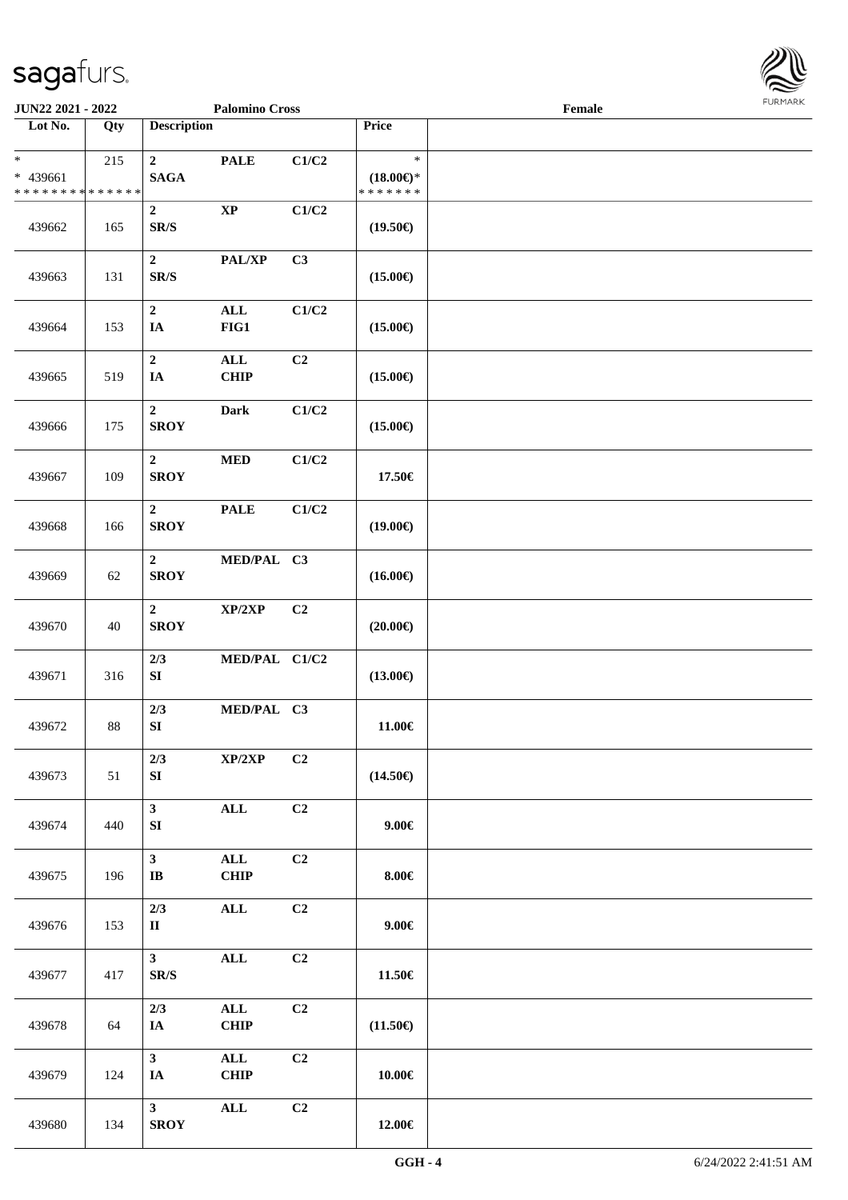**JUN22 2021 - 2022** | **Palomino Cross** | **Female**

| Lot No. | Qty | Description | | | Price | |
|---|---|---|---|---|---|---|
| * <br> * 439661 <br> * * * * * * * * * * * * * * | 215 | 2 <br> SAGA | PALE | C1/C2 | * <br> (18.00€)* <br> * * * * * * * | |
| 439662 | 165 | 2 <br> SR/S | XP | C1/C2 | (19.50€) | |
| 439663 | 131 | 2 <br> SR/S | PAL/XP | C3 | (15.00€) | |
| 439664 | 153 | 2 <br> IA | ALL <br> FIG1 | C1/C2 | (15.00€) | |
| 439665 | 519 | 2 <br> IA | ALL <br> CHIP | C2 | (15.00€) | |
| 439666 | 175 | 2 <br> SROY | Dark | C1/C2 | (15.00€) | |
| 439667 | 109 | 2 <br> SROY | MED | C1/C2 | 17.50€ | |
| 439668 | 166 | 2 <br> SROY | PALE | C1/C2 | (19.00€) | |
| 439669 | 62 | 2 <br> SROY | MED/PAL | C3 | (16.00€) | |
| 439670 | 40 | 2 <br> SROY | XP/2XP | C2 | (20.00€) | |
| 439671 | 316 | 2/3 <br> SI | MED/PAL | C1/C2 | (13.00€) | |
| 439672 | 88 | 2/3 <br> SI | MED/PAL | C3 | 11.00€ | |
| 439673 | 51 | 2/3 <br> SI | XP/2XP | C2 | (14.50€) | |
| 439674 | 440 | 3 <br> SI | ALL | C2 | 9.00€ | |
| 439675 | 196 | 3 <br> IB | ALL <br> CHIP | C2 | 8.00€ | |
| 439676 | 153 | 2/3 <br> II | ALL | C2 | 9.00€ | |
| 439677 | 417 | 3 <br> SR/S | ALL | C2 | 11.50€ | |
| 439678 | 64 | 2/3 <br> IA | ALL <br> CHIP | C2 | (11.50€) | |
| 439679 | 124 | 3 <br> IA | ALL <br> CHIP | C2 | 10.00€ | |
| 439680 | 134 | 3 <br> SROY | ALL | C2 | 12.00€ | |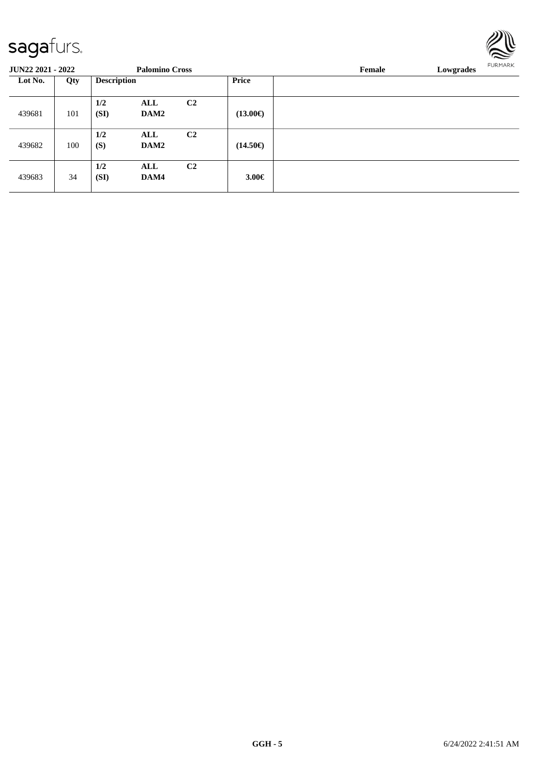**JUN22 2021 - 2022** **Palomino Cross** **Female** **Lowgrades**

| Lot No. | Qty | Description | | | Price |
|---|---|---|---|---|---|
| 439681 | 101 | 1/2 (SI) | ALL DAM2 | C2 | (13.00€) |
| 439682 | 100 | 1/2 (S) | ALL DAM2 | C2 | (14.50€) |
| 439683 | 34 | 1/2 (SI) | ALL DAM4 | C2 | 3.00€ |